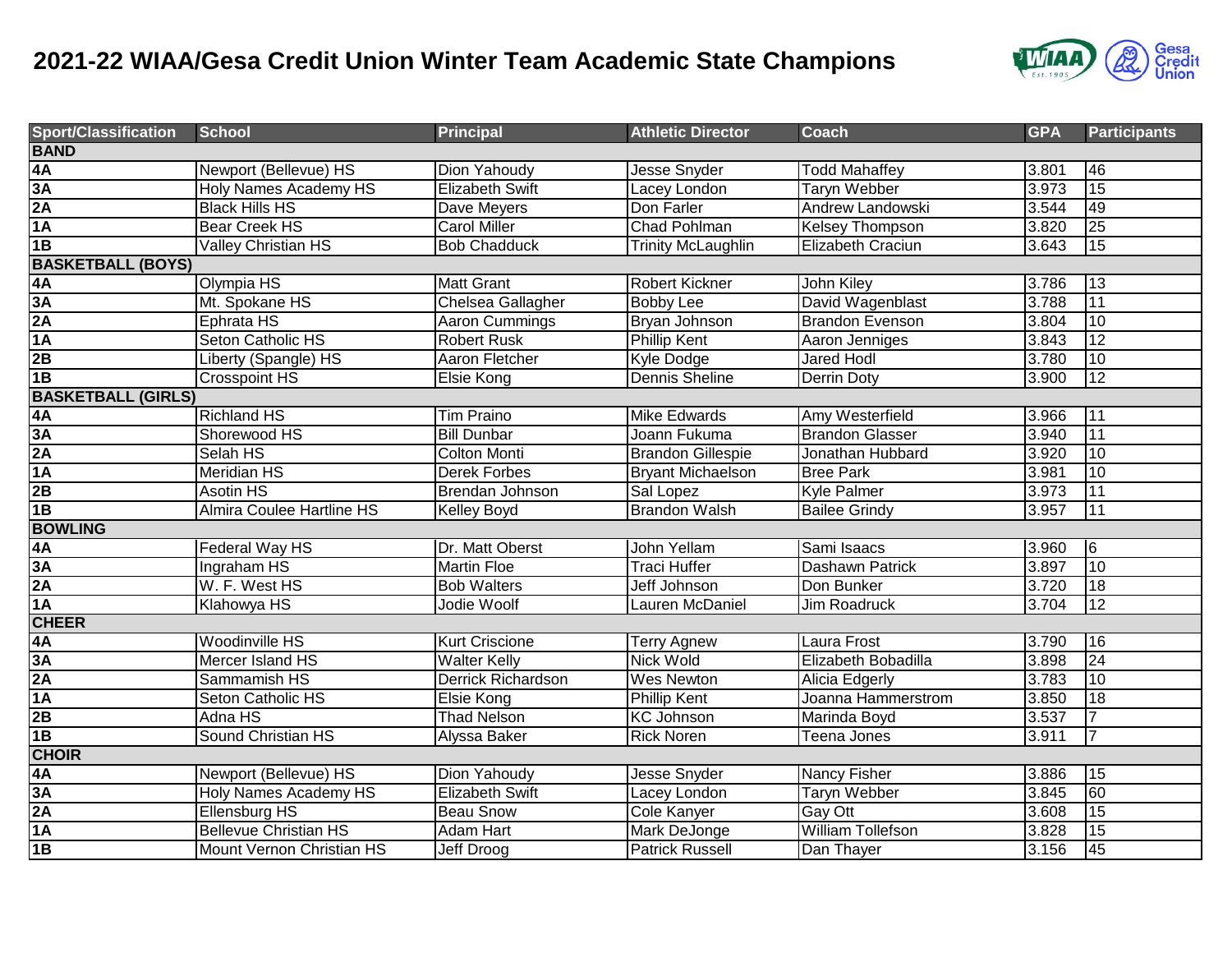# 2021-22 WIAA/Gesa Credit Union Winter Team Academic State Champions

| Sport/Classification | School | Principal | Athletic Director | Coach | GPA | Participants |
|---|---|---|---|---|---|---|
| **BAND** | | | | | | |
| **4A** | Newport (Bellevue) HS | Dion Yahoudy | Jesse Snyder | Todd Mahaffey | 3.801 | 46 |
| **3A** | Holy Names Academy HS | Elizabeth Swift | Lacey London | Taryn Webber | 3.973 | 15 |
| **2A** | Black Hills HS | Dave Meyers | Don Farler | Andrew Landowski | 3.544 | 49 |
| **1A** | Bear Creek HS | Carol Miller | Chad Pohlman | Kelsey Thompson | 3.820 | 25 |
| **1B** | Valley Christian HS | Bob Chadduck | Trinity McLaughlin | Elizabeth Craciun | 3.643 | 15 |
| **BASKETBALL (BOYS)** | | | | | | |
| **4A** | Olympia HS | Matt Grant | Robert Kickner | John Kiley | 3.786 | 13 |
| **3A** | Mt. Spokane HS | Chelsea Gallagher | Bobby Lee | David Wagenblast | 3.788 | 11 |
| **2A** | Ephrata HS | Aaron Cummings | Bryan Johnson | Brandon Evenson | 3.804 | 10 |
| **1A** | Seton Catholic HS | Robert Rusk | Phillip Kent | Aaron Jenniges | 3.843 | 12 |
| **2B** | Liberty (Spangle) HS | Aaron Fletcher | Kyle Dodge | Jared Hodl | 3.780 | 10 |
| **1B** | Crosspoint HS | Elsie Kong | Dennis Sheline | Derrin Doty | 3.900 | 12 |
| **BASKETBALL (GIRLS)** | | | | | | |
| **4A** | Richland HS | Tim Praino | Mike Edwards | Amy Westerfield | 3.966 | 11 |
| **3A** | Shorewood HS | Bill Dunbar | Joann Fukuma | Brandon Glasser | 3.940 | 11 |
| **2A** | Selah HS | Colton Monti | Brandon Gillespie | Jonathan Hubbard | 3.920 | 10 |
| **1A** | Meridian HS | Derek Forbes | Bryant Michaelson | Bree Park | 3.981 | 10 |
| **2B** | Asotin HS | Brendan Johnson | Sal Lopez | Kyle Palmer | 3.973 | 11 |
| **1B** | Almira Coulee Hartline HS | Kelley Boyd | Brandon Walsh | Bailee Grindy | 3.957 | 11 |
| **BOWLING** | | | | | | |
| **4A** | Federal Way HS | Dr. Matt Oberst | John Yellam | Sami Isaacs | 3.960 | 6 |
| **3A** | Ingraham HS | Martin Floe | Traci Huffer | Dashawn Patrick | 3.897 | 10 |
| **2A** | W. F. West HS | Bob Walters | Jeff Johnson | Don Bunker | 3.720 | 18 |
| **1A** | Klahowya HS | Jodie Woolf | Lauren McDaniel | Jim Roadruck | 3.704 | 12 |
| **CHEER** | | | | | | |
| **4A** | Woodinville HS | Kurt Criscione | Terry Agnew | Laura Frost | 3.790 | 16 |
| **3A** | Mercer Island HS | Walter Kelly | Nick Wold | Elizabeth Bobadilla | 3.898 | 24 |
| **2A** | Sammamish HS | Derrick Richardson | Wes Newton | Alicia Edgerly | 3.783 | 10 |
| **1A** | Seton Catholic HS | Elsie Kong | Phillip Kent | Joanna Hammerstrom | 3.850 | 18 |
| **2B** | Adna HS | Thad Nelson | KC Johnson | Marinda Boyd | 3.537 | 7 |
| **1B** | Sound Christian HS | Alyssa Baker | Rick Noren | Teena Jones | 3.911 | 7 |
| **CHOIR** | | | | | | |
| **4A** | Newport (Bellevue) HS | Dion Yahoudy | Jesse Snyder | Nancy Fisher | 3.886 | 15 |
| **3A** | Holy Names Academy HS | Elizabeth Swift | Lacey London | Taryn Webber | 3.845 | 60 |
| **2A** | Ellensburg HS | Beau Snow | Cole Kanyer | Gay Ott | 3.608 | 15 |
| **1A** | Bellevue Christian HS | Adam Hart | Mark DeJonge | William Tollefson | 3.828 | 15 |
| **1B** | Mount Vernon Christian HS | Jeff Droog | Patrick Russell | Dan Thayer | 3.156 | 45 |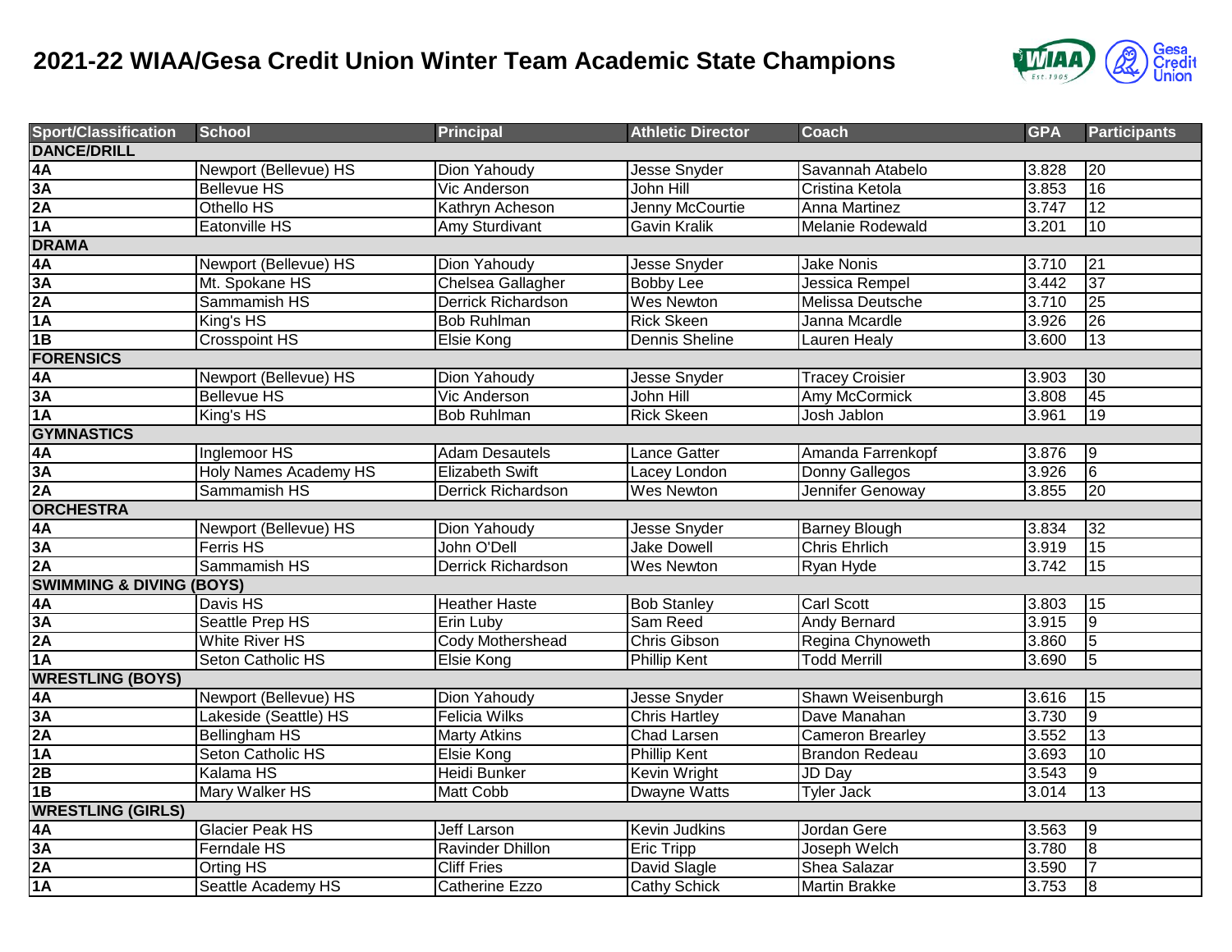# 2021-22 WIAA/Gesa Credit Union Winter Team Academic State Champions

| Sport/Classification | School | Principal | Athletic Director | Coach | GPA | Participants |
|---|---|---|---|---|---|---|
| **DANCE/DRILL** | | | | | | |
| **4A** | Newport (Bellevue) HS | Dion Yahoudy | Jesse Snyder | Savannah Atabelo | 3.828 | 20 |
| **3A** | Bellevue HS | Vic Anderson | John Hill | Cristina Ketola | 3.853 | 16 |
| **2A** | Othello HS | Kathryn Acheson | Jenny McCourtie | Anna Martinez | 3.747 | 12 |
| **1A** | Eatonville HS | Amy Sturdivant | Gavin Kralik | Melanie Rodewald | 3.201 | 10 |
| **DRAMA** | | | | | | |
| **4A** | Newport (Bellevue) HS | Dion Yahoudy | Jesse Snyder | Jake Nonis | 3.710 | 21 |
| **3A** | Mt. Spokane HS | Chelsea Gallagher | Bobby Lee | Jessica Rempel | 3.442 | 37 |
| **2A** | Sammamish HS | Derrick Richardson | Wes Newton | Melissa Deutsche | 3.710 | 25 |
| **1A** | King's HS | Bob Ruhlman | Rick Skeen | Janna Mcardle | 3.926 | 26 |
| **1B** | Crosspoint HS | Elsie Kong | Dennis Sheline | Lauren Healy | 3.600 | 13 |
| **FORENSICS** | | | | | | |
| **4A** | Newport (Bellevue) HS | Dion Yahoudy | Jesse Snyder | Tracey Croisier | 3.903 | 30 |
| **3A** | Bellevue HS | Vic Anderson | John Hill | Amy McCormick | 3.808 | 45 |
| **1A** | King's HS | Bob Ruhlman | Rick Skeen | Josh Jablon | 3.961 | 19 |
| **GYMNASTICS** | | | | | | |
| **4A** | Inglemoor HS | Adam Desautels | Lance Gatter | Amanda Farrenkopf | 3.876 | 9 |
| **3A** | Holy Names Academy HS | Elizabeth Swift | Lacey London | Donny Gallegos | 3.926 | 6 |
| **2A** | Sammamish HS | Derrick Richardson | Wes Newton | Jennifer Genoway | 3.855 | 20 |
| **ORCHESTRA** | | | | | | |
| **4A** | Newport (Bellevue) HS | Dion Yahoudy | Jesse Snyder | Barney Blough | 3.834 | 32 |
| **3A** | Ferris HS | John O'Dell | Jake Dowell | Chris Ehrlich | 3.919 | 15 |
| **2A** | Sammamish HS | Derrick Richardson | Wes Newton | Ryan Hyde | 3.742 | 15 |
| **SWIMMING & DIVING (BOYS)** | | | | | | |
| **4A** | Davis HS | Heather Haste | Bob Stanley | Carl Scott | 3.803 | 15 |
| **3A** | Seattle Prep HS | Erin Luby | Sam Reed | Andy Bernard | 3.915 | 9 |
| **2A** | White River HS | Cody Mothershead | Chris Gibson | Regina Chynoweth | 3.860 | 5 |
| **1A** | Seton Catholic HS | Elsie Kong | Phillip Kent | Todd Merrill | 3.690 | 5 |
| **WRESTLING (BOYS)** | | | | | | |
| **4A** | Newport (Bellevue) HS | Dion Yahoudy | Jesse Snyder | Shawn Weisenburgh | 3.616 | 15 |
| **3A** | Lakeside (Seattle) HS | Felicia Wilks | Chris Hartley | Dave Manahan | 3.730 | 9 |
| **2A** | Bellingham HS | Marty Atkins | Chad Larsen | Cameron Brearley | 3.552 | 13 |
| **1A** | Seton Catholic HS | Elsie Kong | Phillip Kent | Brandon Redeau | 3.693 | 10 |
| **2B** | Kalama HS | Heidi Bunker | Kevin Wright | JD Day | 3.543 | 9 |
| **1B** | Mary Walker HS | Matt Cobb | Dwayne Watts | Tyler Jack | 3.014 | 13 |
| **WRESTLING (GIRLS)** | | | | | | |
| **4A** | Glacier Peak HS | Jeff Larson | Kevin Judkins | Jordan Gere | 3.563 | 9 |
| **3A** | Ferndale HS | Ravinder Dhillon | Eric Tripp | Joseph Welch | 3.780 | 8 |
| **2A** | Orting HS | Cliff Fries | David Slagle | Shea Salazar | 3.590 | 7 |
| **1A** | Seattle Academy HS | Catherine Ezzo | Cathy Schick | Martin Brakke | 3.753 | 8 |